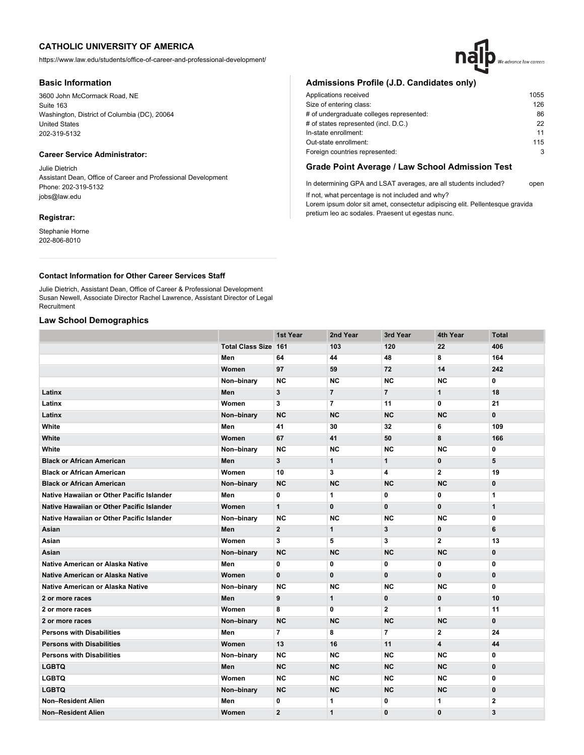# CATHOLIC UNIVERSITY OF AMERICA

https://www.law.edu/students/office-of-career-and-professional-development/

## Basic Information

3600 John McCormack Road, NE
Suite 163
Washington, District of Columbia (DC), 20064
United States
202-319-5132

### Career Service Administrator:

Julie Dietrich
Assistant Dean, Office of Career and Professional Development
Phone: 202-319-5132
jobs@law.edu

### Registrar:

Stephanie Horne
202-806-8010

## Admissions Profile (J.D. Candidates only)

| | |
|---|---|
| Applications received | 1055 |
| Size of entering class: | 126 |
| # of undergraduate colleges represented: | 86 |
| # of states represented (incl. D.C.) | 22 |
| In-state enrollment: | 11 |
| Out-state enrollment: | 115 |
| Foreign countries represented: | 3 |

## Grade Point Average / Law School Admission Test

In determining GPA and LSAT averages, are all students included? open

If not, what percentage is not included and why?
Lorem ipsum dolor sit amet, consectetur adipiscing elit. Pellentesque gravida pretium leo ac sodales. Praesent ut egestas nunc.

### Contact Information for Other Career Services Staff

Julie Dietrich, Assistant Dean, Office of Career & Professional Development
Susan Newell, Associate Director Rachel Lawrence, Assistant Director of Legal Recruitment

## Law School Demographics

| | | 1st Year | 2nd Year | 3rd Year | 4th Year | Total |
|---|---|---|---|---|---|---|
| | **Total Class Size** | **161** | **103** | **120** | **22** | **406** |
| | **Men** | **64** | **44** | **48** | **8** | **164** |
| | **Women** | **97** | **59** | **72** | **14** | **242** |
| | **Non–binary** | **NC** | **NC** | **NC** | **NC** | **0** |
| **Latinx** | **Men** | **3** | **7** | **7** | **1** | **18** |
| **Latinx** | **Women** | **3** | **7** | **11** | **0** | **21** |
| **Latinx** | **Non–binary** | **NC** | **NC** | **NC** | **NC** | **0** |
| **White** | **Men** | **41** | **30** | **32** | **6** | **109** |
| **White** | **Women** | **67** | **41** | **50** | **8** | **166** |
| **White** | **Non–binary** | **NC** | **NC** | **NC** | **NC** | **0** |
| **Black or African American** | **Men** | **3** | **1** | **1** | **0** | **5** |
| **Black or African American** | **Women** | **10** | **3** | **4** | **2** | **19** |
| **Black or African American** | **Non–binary** | **NC** | **NC** | **NC** | **NC** | **0** |
| **Native Hawaiian or Other Pacific Islander** | **Men** | **0** | **1** | **0** | **0** | **1** |
| **Native Hawaiian or Other Pacific Islander** | **Women** | **1** | **0** | **0** | **0** | **1** |
| **Native Hawaiian or Other Pacific Islander** | **Non–binary** | **NC** | **NC** | **NC** | **NC** | **0** |
| **Asian** | **Men** | **2** | **1** | **3** | **0** | **6** |
| **Asian** | **Women** | **3** | **5** | **3** | **2** | **13** |
| **Asian** | **Non–binary** | **NC** | **NC** | **NC** | **NC** | **0** |
| **Native American or Alaska Native** | **Men** | **0** | **0** | **0** | **0** | **0** |
| **Native American or Alaska Native** | **Women** | **0** | **0** | **0** | **0** | **0** |
| **Native American or Alaska Native** | **Non–binary** | **NC** | **NC** | **NC** | **NC** | **0** |
| **2 or more races** | **Men** | **9** | **1** | **0** | **0** | **10** |
| **2 or more races** | **Women** | **8** | **0** | **2** | **1** | **11** |
| **2 or more races** | **Non–binary** | **NC** | **NC** | **NC** | **NC** | **0** |
| **Persons with Disabilities** | **Men** | **7** | **8** | **7** | **2** | **24** |
| **Persons with Disabilities** | **Women** | **13** | **16** | **11** | **4** | **44** |
| **Persons with Disabilities** | **Non–binary** | **NC** | **NC** | **NC** | **NC** | **0** |
| **LGBTQ** | **Men** | **NC** | **NC** | **NC** | **NC** | **0** |
| **LGBTQ** | **Women** | **NC** | **NC** | **NC** | **NC** | **0** |
| **LGBTQ** | **Non–binary** | **NC** | **NC** | **NC** | **NC** | **0** |
| **Non–Resident Alien** | **Men** | **0** | **1** | **0** | **1** | **2** |
| **Non–Resident Alien** | **Women** | **2** | **1** | **0** | **0** | **3** |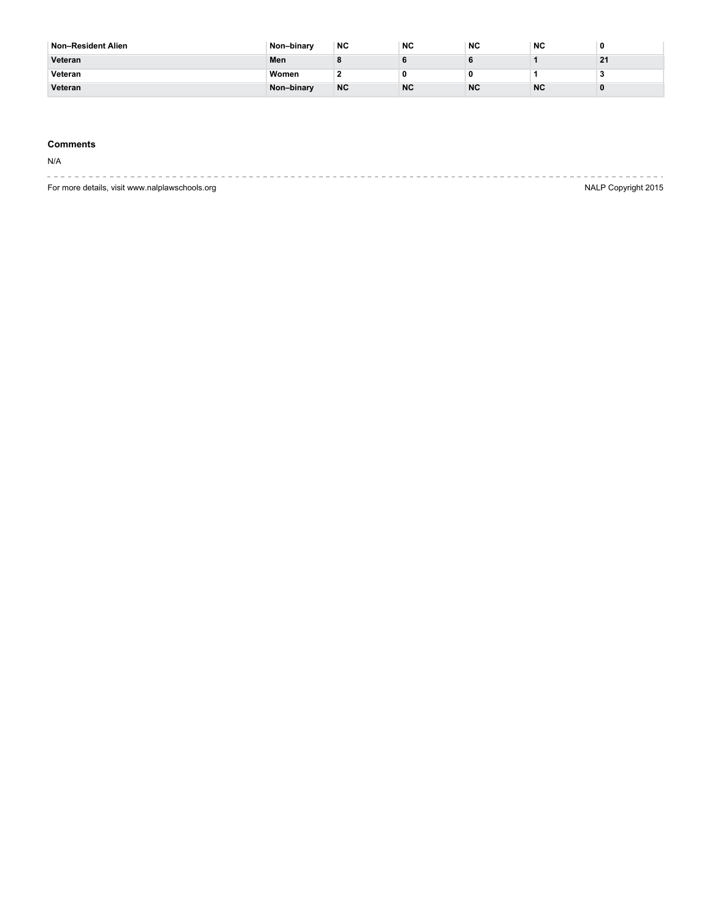| Non–Resident Alien | Non–binary | NC | NC | NC | NC | 0 |
|---|---|---|---|---|---|---|
| Veteran | Men | 8 | 6 | 6 | 1 | 21 |
| Veteran | Women | 2 | 0 | 0 | 1 | 3 |
| Veteran | Non–binary | NC | NC | NC | NC | 0 |

### Comments

N/A

For more details, visit www.nalplawschools.org

NALP Copyright 2015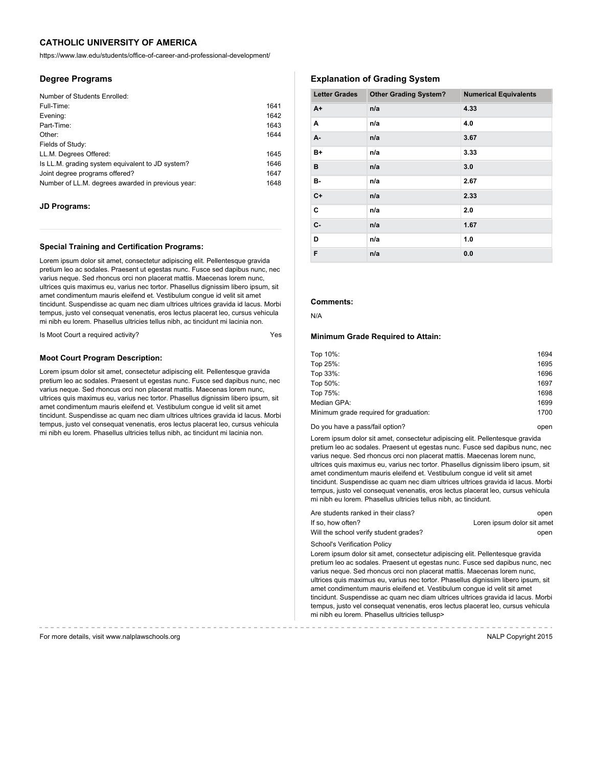## CATHOLIC UNIVERSITY OF AMERICA

https://www.law.edu/students/office-of-career-and-professional-development/

### Degree Programs

| | |
|---|---|
| Number of Students Enrolled: | |
| Full-Time: | 1641 |
| Evening: | 1642 |
| Part-Time: | 1643 |
| Other: | 1644 |
| Fields of Study: | |
| LL.M. Degrees Offered: | 1645 |
| Is LL.M. grading system equivalent to JD system? | 1646 |
| Joint degree programs offered? | 1647 |
| Number of LL.M. degrees awarded in previous year: | 1648 |

#### JD Programs:

#### Special Training and Certification Programs:

Lorem ipsum dolor sit amet, consectetur adipiscing elit. Pellentesque gravida pretium leo ac sodales. Praesent ut egestas nunc. Fusce sed dapibus nunc, nec varius neque. Sed rhoncus orci non placerat mattis. Maecenas lorem nunc, ultrices quis maximus eu, varius nec tortor. Phasellus dignissim libero ipsum, sit amet condimentum mauris eleifend et. Vestibulum congue id velit sit amet tincidunt. Suspendisse ac quam nec diam ultrices ultrices gravida id lacus. Morbi tempus, justo vel consequat venenatis, eros lectus placerat leo, cursus vehicula mi nibh eu lorem. Phasellus ultricies tellus nibh, ac tincidunt mi lacinia non.

Is Moot Court a required activity? Yes

#### Moot Court Program Description:

Lorem ipsum dolor sit amet, consectetur adipiscing elit. Pellentesque gravida pretium leo ac sodales. Praesent ut egestas nunc. Fusce sed dapibus nunc, nec varius neque. Sed rhoncus orci non placerat mattis. Maecenas lorem nunc, ultrices quis maximus eu, varius nec tortor. Phasellus dignissim libero ipsum, sit amet condimentum mauris eleifend et. Vestibulum congue id velit sit amet tincidunt. Suspendisse ac quam nec diam ultrices ultrices gravida id lacus. Morbi tempus, justo vel consequat venenatis, eros lectus placerat leo, cursus vehicula mi nibh eu lorem. Phasellus ultricies tellus nibh, ac tincidunt mi lacinia non.

### Explanation of Grading System

| Letter Grades | Other Grading System? | Numerical Equivalents |
|---|---|---|
| A+ | n/a | 4.33 |
| A | n/a | 4.0 |
| A- | n/a | 3.67 |
| B+ | n/a | 3.33 |
| B | n/a | 3.0 |
| B- | n/a | 2.67 |
| C+ | n/a | 2.33 |
| C | n/a | 2.0 |
| C- | n/a | 1.67 |
| D | n/a | 1.0 |
| F | n/a | 0.0 |

#### Comments:

N/A

#### Minimum Grade Required to Attain:

| | |
|---|---|
| Top 10%: | 1694 |
| Top 25%: | 1695 |
| Top 33%: | 1696 |
| Top 50%: | 1697 |
| Top 75%: | 1698 |
| Median GPA: | 1699 |
| Minimum grade required for graduation: | 1700 |

Do you have a pass/fail option? open

Lorem ipsum dolor sit amet, consectetur adipiscing elit. Pellentesque gravida pretium leo ac sodales. Praesent ut egestas nunc. Fusce sed dapibus nunc, nec varius neque. Sed rhoncus orci non placerat mattis. Maecenas lorem nunc, ultrices quis maximus eu, varius nec tortor. Phasellus dignissim libero ipsum, sit amet condimentum mauris eleifend et. Vestibulum congue id velit sit amet tincidunt. Suspendisse ac quam nec diam ultrices ultrices gravida id lacus. Morbi tempus, justo vel consequat venenatis, eros lectus placerat leo, cursus vehicula mi nibh eu lorem. Phasellus ultricies tellus nibh, ac tincidunt.

| | |
|---|---|
| Are students ranked in their class? | open |
| If so, how often? | Loren ipsum dolor sit amet |
| Will the school verify student grades? | open |

School's Verification Policy

Lorem ipsum dolor sit amet, consectetur adipiscing elit. Pellentesque gravida pretium leo ac sodales. Praesent ut egestas nunc. Fusce sed dapibus nunc, nec varius neque. Sed rhoncus orci non placerat mattis. Maecenas lorem nunc, ultrices quis maximus eu, varius nec tortor. Phasellus dignissim libero ipsum, sit amet condimentum mauris eleifend et. Vestibulum congue id velit sit amet tincidunt. Suspendisse ac quam nec diam ultrices ultrices gravida id lacus. Morbi tempus, justo vel consequat venenatis, eros lectus placerat leo, cursus vehicula mi nibh eu lorem. Phasellus ultricies tellusp>

For more details, visit www.nalplawschools.org

NALP Copyright 2015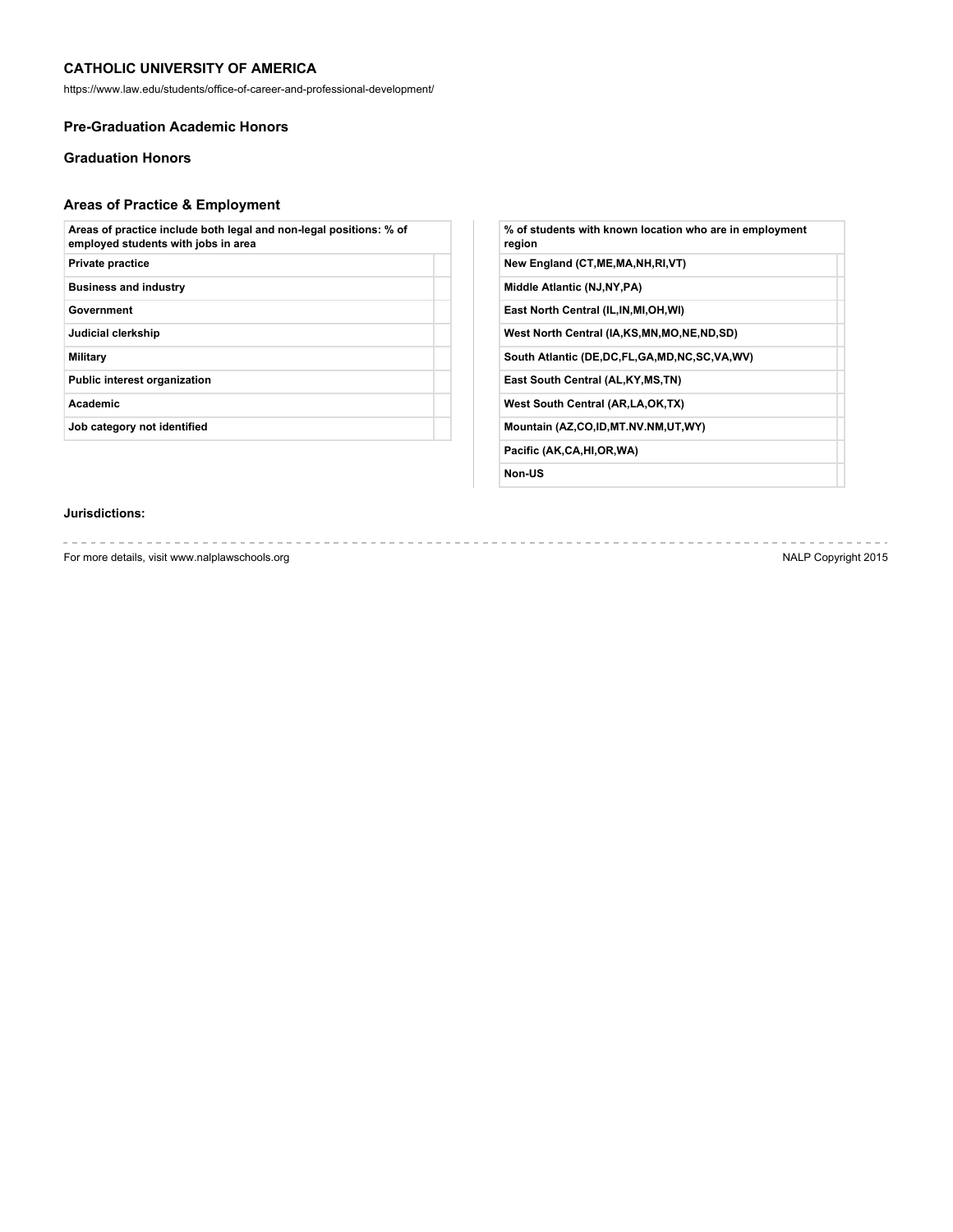## CATHOLIC UNIVERSITY OF AMERICA

https://www.law.edu/students/office-of-career-and-professional-development/

### Pre-Graduation Academic Honors

### Graduation Honors

### Areas of Practice & Employment

| Areas of practice include both legal and non-legal positions: % of employed students with jobs in area | |
|---|---|
| Private practice | |
| Business and industry | |
| Government | |
| Judicial clerkship | |
| Military | |
| Public interest organization | |
| Academic | |
| Job category not identified | |

| % of students with known location who are in employment region | |
|---|---|
| New England (CT,ME,MA,NH,RI,VT) | |
| Middle Atlantic (NJ,NY,PA) | |
| East North Central (IL,IN,MI,OH,WI) | |
| West North Central (IA,KS,MN,MO,NE,ND,SD) | |
| South Atlantic (DE,DC,FL,GA,MD,NC,SC,VA,WV) | |
| East South Central (AL,KY,MS,TN) | |
| West South Central (AR,LA,OK,TX) | |
| Mountain (AZ,CO,ID,MT.NV.NM,UT,WY) | |
| Pacific (AK,CA,HI,OR,WA) | |
| Non-US | |

**Jurisdictions:**

For more details, visit www.nalplawschools.org

NALP Copyright 2015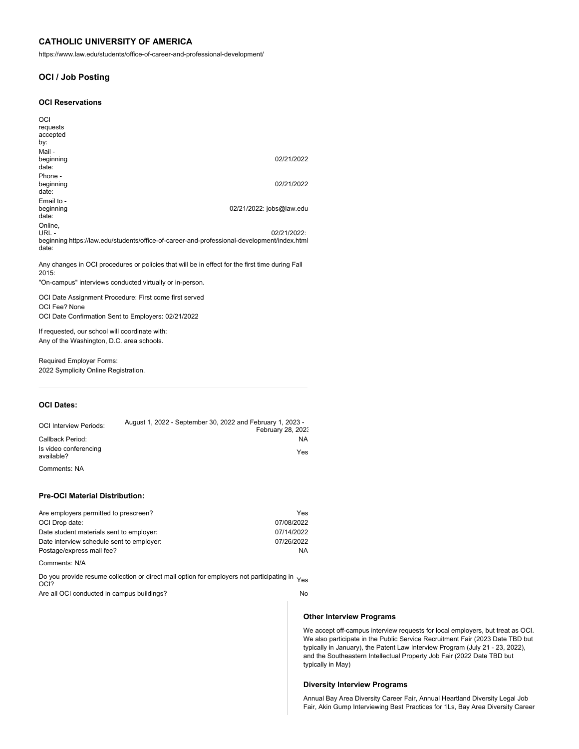# CATHOLIC UNIVERSITY OF AMERICA

https://www.law.edu/students/office-of-career-and-professional-development/

## OCI / Job Posting

### OCI Reservations

| | |
|---|---|
| OCI requests accepted by: | |
| Mail - beginning date: | 02/21/2022 |
| Phone - beginning date: | 02/21/2022 |
| Email to - beginning date: | 02/21/2022: jobs@law.edu |
| Online, URL - beginning date: | 02/21/2022: https://law.edu/students/office-of-career-and-professional-development/index.html |

Any changes in OCI procedures or policies that will be in effect for the first time during Fall 2015:

"On-campus" interviews conducted virtually or in-person.

OCI Date Assignment Procedure: First come first served

OCI Fee? None

OCI Date Confirmation Sent to Employers: 02/21/2022

If requested, our school will coordinate with:

Any of the Washington, D.C. area schools.

Required Employer Forms:

2022 Symplicity Online Registration.

### OCI Dates:

| | |
|---|---|
| OCI Interview Periods: | August 1, 2022 - September 30, 2022 and February 1, 2023 - February 28, 2023 |
| Callback Period: | NA |
| Is video conferencing available? | Yes |

Comments: NA

### Pre-OCI Material Distribution:

| | |
|---|---|
| Are employers permitted to prescreen? | Yes |
| OCI Drop date: | 07/08/2022 |
| Date student materials sent to employer: | 07/14/2022 |
| Date interview schedule sent to employer: | 07/26/2022 |
| Postage/express mail fee? | NA |

Comments: N/A

| | |
|---|---|
| Do you provide resume collection or direct mail option for employers not participating in OCI? | Yes |
| Are all OCI conducted in campus buildings? | No |

### Other Interview Programs

We accept off-campus interview requests for local employers, but treat as OCI. We also participate in the Public Service Recruitment Fair (2023 Date TBD but typically in January), the Patent Law Interview Program (July 21 - 23, 2022), and the Southeastern Intellectual Property Job Fair (2022 Date TBD but typically in May)

### Diversity Interview Programs

Annual Bay Area Diversity Career Fair, Annual Heartland Diversity Legal Job Fair, Akin Gump Interviewing Best Practices for 1Ls, Bay Area Diversity Career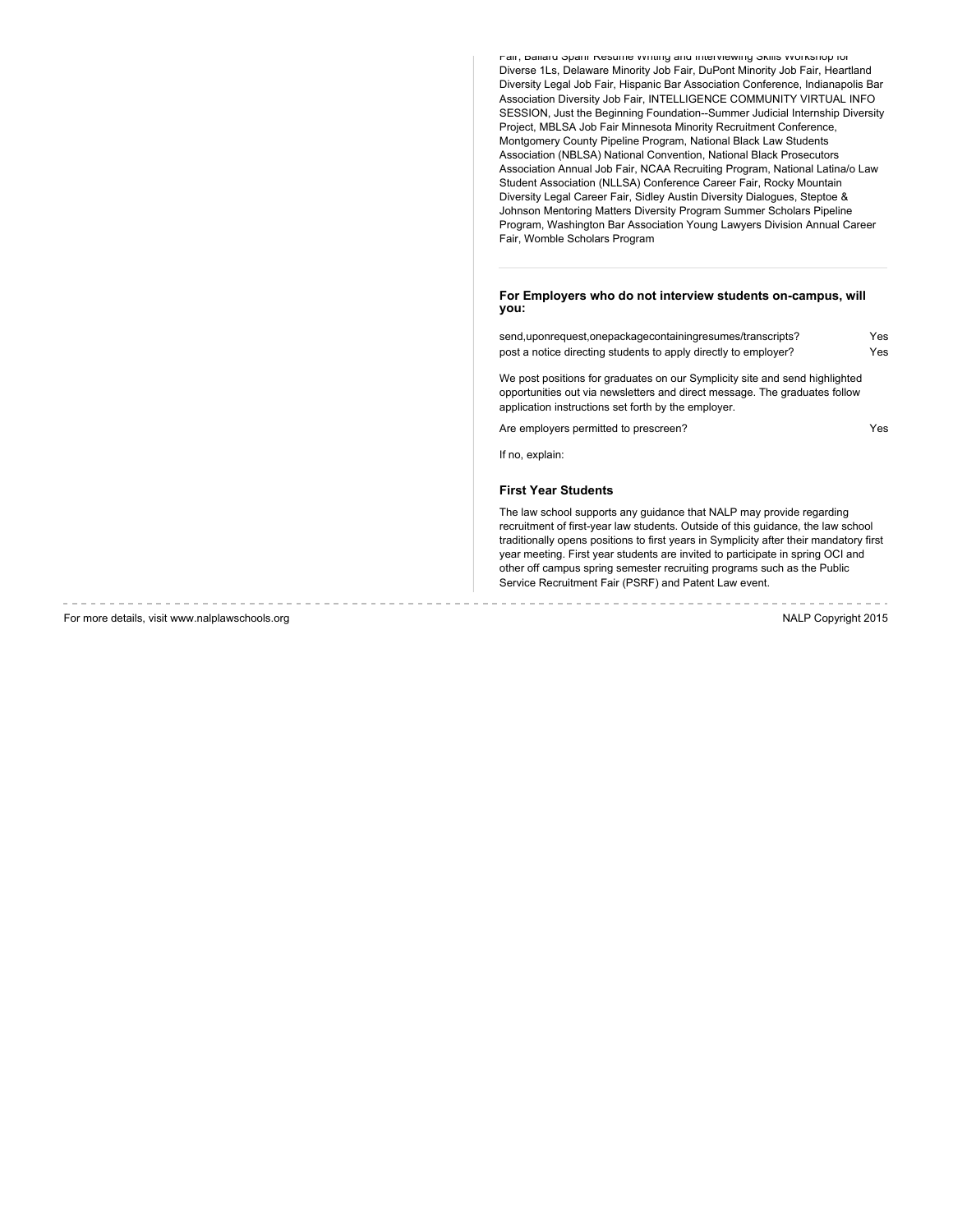Fair, Ballard Spahr Resume Writing and Interviewing Skills Workshop for Diverse 1Ls, Delaware Minority Job Fair, DuPont Minority Job Fair, Heartland Diversity Legal Job Fair, Hispanic Bar Association Conference, Indianapolis Bar Association Diversity Job Fair, INTELLIGENCE COMMUNITY VIRTUAL INFO SESSION, Just the Beginning Foundation--Summer Judicial Internship Diversity Project, MBLSA Job Fair Minnesota Minority Recruitment Conference, Montgomery County Pipeline Program, National Black Law Students Association (NBLSA) National Convention, National Black Prosecutors Association Annual Job Fair, NCAA Recruiting Program, National Latina/o Law Student Association (NLLSA) Conference Career Fair, Rocky Mountain Diversity Legal Career Fair, Sidley Austin Diversity Dialogues, Steptoe & Johnson Mentoring Matters Diversity Program Summer Scholars Pipeline Program, Washington Bar Association Young Lawyers Division Annual Career Fair, Womble Scholars Program

### For Employers who do not interview students on-campus, will you:

| | |
|---|---|
| send,uponrequest,onepackagecontainingresumes/transcripts? | Yes |
| post a notice directing students to apply directly to employer? | Yes |

We post positions for graduates on our Symplicity site and send highlighted opportunities out via newsletters and direct message. The graduates follow application instructions set forth by the employer.

| | |
|---|---|
| Are employers permitted to prescreen? | Yes |

If no, explain:

### First Year Students

The law school supports any guidance that NALP may provide regarding recruitment of first-year law students. Outside of this guidance, the law school traditionally opens positions to first years in Symplicity after their mandatory first year meeting. First year students are invited to participate in spring OCI and other off campus spring semester recruiting programs such as the Public Service Recruitment Fair (PSRF) and Patent Law event.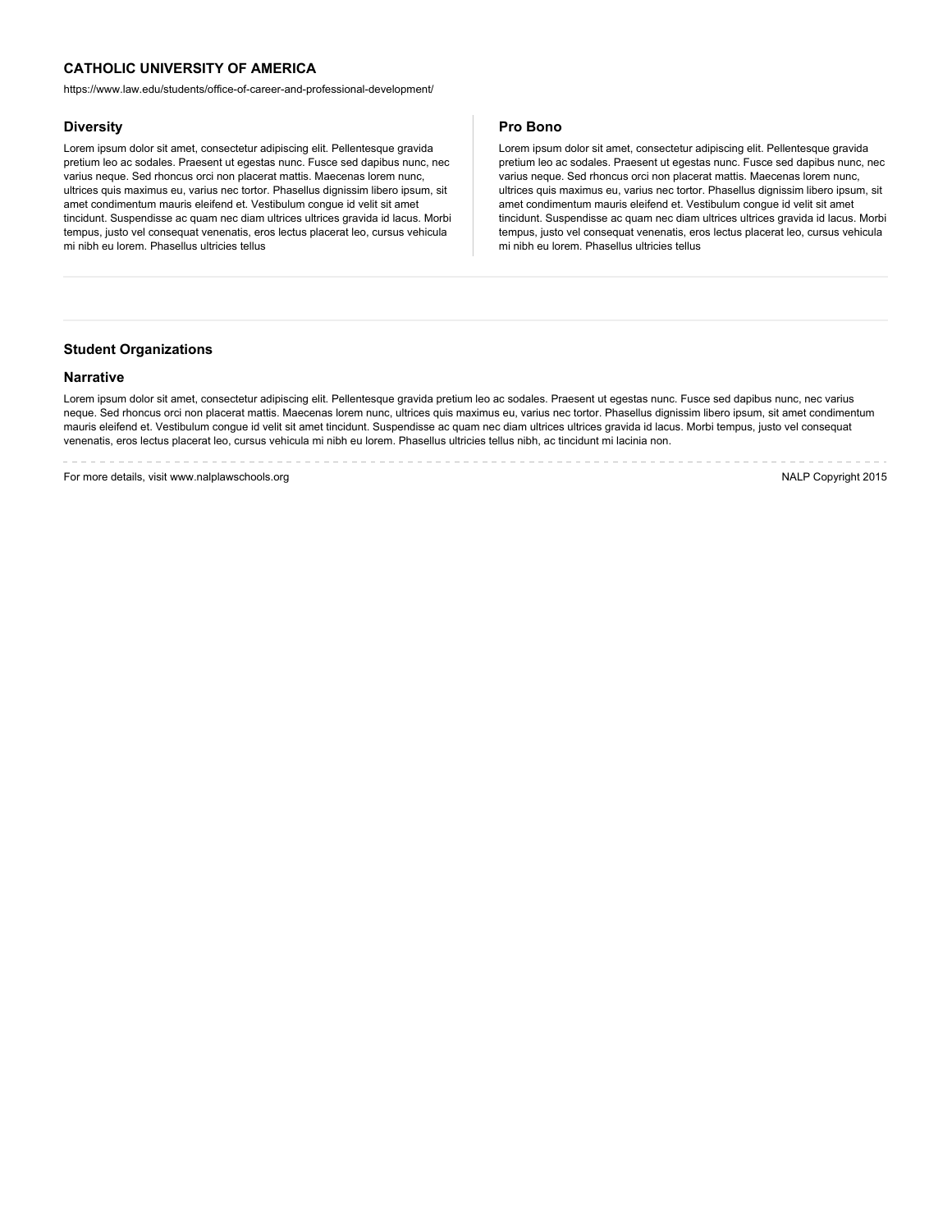# CATHOLIC UNIVERSITY OF AMERICA

https://www.law.edu/students/office-of-career-and-professional-development/

## Diversity

Lorem ipsum dolor sit amet, consectetur adipiscing elit. Pellentesque gravida pretium leo ac sodales. Praesent ut egestas nunc. Fusce sed dapibus nunc, nec varius neque. Sed rhoncus orci non placerat mattis. Maecenas lorem nunc, ultrices quis maximus eu, varius nec tortor. Phasellus dignissim libero ipsum, sit amet condimentum mauris eleifend et. Vestibulum congue id velit sit amet tincidunt. Suspendisse ac quam nec diam ultrices ultrices gravida id lacus. Morbi tempus, justo vel consequat venenatis, eros lectus placerat leo, cursus vehicula mi nibh eu lorem. Phasellus ultricies tellus

## Pro Bono

Lorem ipsum dolor sit amet, consectetur adipiscing elit. Pellentesque gravida pretium leo ac sodales. Praesent ut egestas nunc. Fusce sed dapibus nunc, nec varius neque. Sed rhoncus orci non placerat mattis. Maecenas lorem nunc, ultrices quis maximus eu, varius nec tortor. Phasellus dignissim libero ipsum, sit amet condimentum mauris eleifend et. Vestibulum congue id velit sit amet tincidunt. Suspendisse ac quam nec diam ultrices ultrices gravida id lacus. Morbi tempus, justo vel consequat venenatis, eros lectus placerat leo, cursus vehicula mi nibh eu lorem. Phasellus ultricies tellus

## Student Organizations

### Narrative

Lorem ipsum dolor sit amet, consectetur adipiscing elit. Pellentesque gravida pretium leo ac sodales. Praesent ut egestas nunc. Fusce sed dapibus nunc, nec varius neque. Sed rhoncus orci non placerat mattis. Maecenas lorem nunc, ultrices quis maximus eu, varius nec tortor. Phasellus dignissim libero ipsum, sit amet condimentum mauris eleifend et. Vestibulum congue id velit sit amet tincidunt. Suspendisse ac quam nec diam ultrices ultrices gravida id lacus. Morbi tempus, justo vel consequat venenatis, eros lectus placerat leo, cursus vehicula mi nibh eu lorem. Phasellus ultricies tellus nibh, ac tincidunt mi lacinia non.

For more details, visit www.nalplawschools.org

NALP Copyright 2015